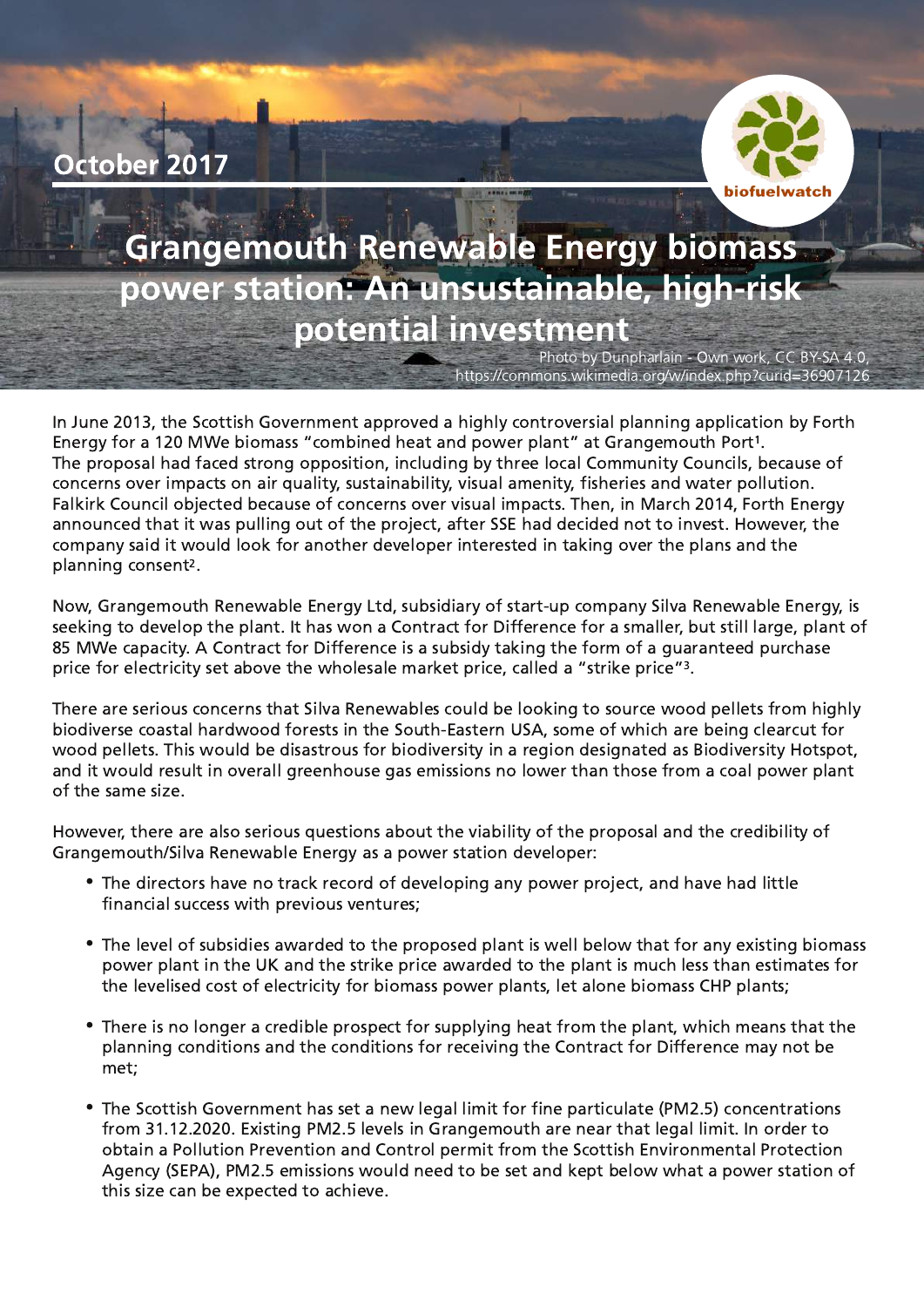October 2017

biofuelwatch

# Grangemouth Renewable Energy biomass power station: An unsustainable, high-risk potential investment

Photo by Dunpharlain - Own work, CC BY-SA 4.0, https://commons.wikimedia.org/w/index.php?curid=36907126

In June 2013, the Scottish Government approved a highly controversial planning application by Forth Energy for a 120 MWe biomass "combined heat and power plant" at Grangemouth Port[1]. The proposal had faced strong opposition, including by three local Community Councils, because of concerns over impacts on air quality, sustainability, visual amenity, fisheries and water pollution. Falkirk Council objected because of concerns over visual impacts. Then, in March 2014, Forth Energy announced that it was pulling out of the project, after SSE had decided not to invest. However, the company said it would look for another developer interested in taking over the plans and the planning consent[2].

Now, Grangemouth Renewable Energy Ltd, subsidiary of start-up company Silva Renewable Energy, is seeking to develop the plant. It has won a Contract for Difference for a smaller, but still large, plant of 85 MWe capacity. A Contract for Difference is a subsidy taking the form of a guaranteed purchase price for electricity set above the wholesale market price, called a "strike price"[3].

There are serious concerns that Silva Renewables could be looking to source wood pellets from highly biodiverse coastal hardwood forests in the South-Eastern USA, some of which are being clearcut for wood pellets. This would be disastrous for biodiversity in a region designated as Biodiversity Hotspot, and it would result in overall greenhouse gas emissions no lower than those from a coal power plant of the same size.

However, there are also serious questions about the viability of the proposal and the credibility of Grangemouth/Silva Renewable Energy as a power station developer:

- The directors have no track record of developing any power project, and have had little financial success with previous ventures;
- The level of subsidies awarded to the proposed plant is well below that for any existing biomass power plant in the UK and the strike price awarded to the plant is much less than estimates for the levelised cost of electricity for biomass power plants, let alone biomass CHP plants;
- There is no longer a credible prospect for supplying heat from the plant, which means that the planning conditions and the conditions for receiving the Contract for Difference may not be met;
- The Scottish Government has set a new legal limit for fine particulate (PM2.5) concentrations from 31.12.2020. Existing PM2.5 levels in Grangemouth are near that legal limit. In order to obtain a Pollution Prevention and Control permit from the Scottish Environmental Protection Agency (SEPA), PM2.5 emissions would need to be set and kept below what a power station of this size can be expected to achieve.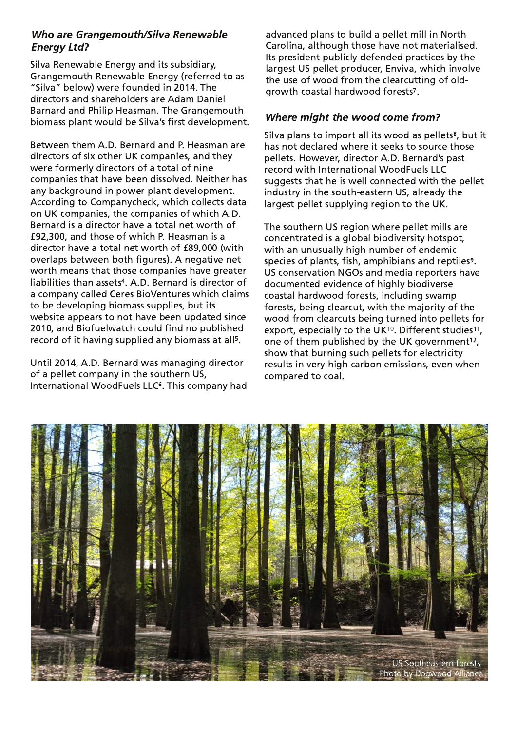### *Who are Grangemouth/Silva Renewable Energy Ltd?*

Silva Renewable Energy and its subsidiary, Grangemouth Renewable Energy (referred to as "Silva" below) were founded in 2014. The directors and shareholders are Adam Daniel Barnard and Philip Heasman. The Grangemouth biomass plant would be Silva's first development.

Between them A.D. Bernard and P. Heasman are directors of six other UK companies, and they were formerly directors of a total of nine companies that have been dissolved. Neither has any background in power plant development. According to Companycheck, which collects data on UK companies, the companies of which A.D. Bernard is a director have a total net worth of £92,300, and those of which P. Heasman is a director have a total net worth of £89,000 (with overlaps between both figures). A negative net worth means that those companies have greater liabilities than assets[4]. A.D. Bernard is director of a company called Ceres BioVentures which claims to be developing biomass supplies, but its website appears to not have been updated since 2010, and Biofuelwatch could find no published record of it having supplied any biomass at all[5].

Until 2014, A.D. Bernard was managing director of a pellet company in the southern US, International WoodFuels LLC[6]. This company had advanced plans to build a pellet mill in North Carolina, although those have not materialised. Its president publicly defended practices by the largest US pellet producer, Enviva, which involve the use of wood from the clearcutting of old-growth coastal hardwood forests[7].

### *Where might the wood come from?*

Silva plans to import all its wood as pellets[8], but it has not declared where it seeks to source those pellets. However, director A.D. Bernard's past record with International WoodFuels LLC suggests that he is well connected with the pellet industry in the south-eastern US, already the largest pellet supplying region to the UK.

The southern US region where pellet mills are concentrated is a global biodiversity hotspot, with an unusually high number of endemic species of plants, fish, amphibians and reptiles[9]. US conservation NGOs and media reporters have documented evidence of highly biodiverse coastal hardwood forests, including swamp forests, being clearcut, with the majority of the wood from clearcuts being turned into pellets for export, especially to the UK[10]. Different studies[11], one of them published by the UK government[12], show that burning such pellets for electricity results in very high carbon emissions, even when compared to coal.

US Southeastern forests
Photo by Dogwood Alliance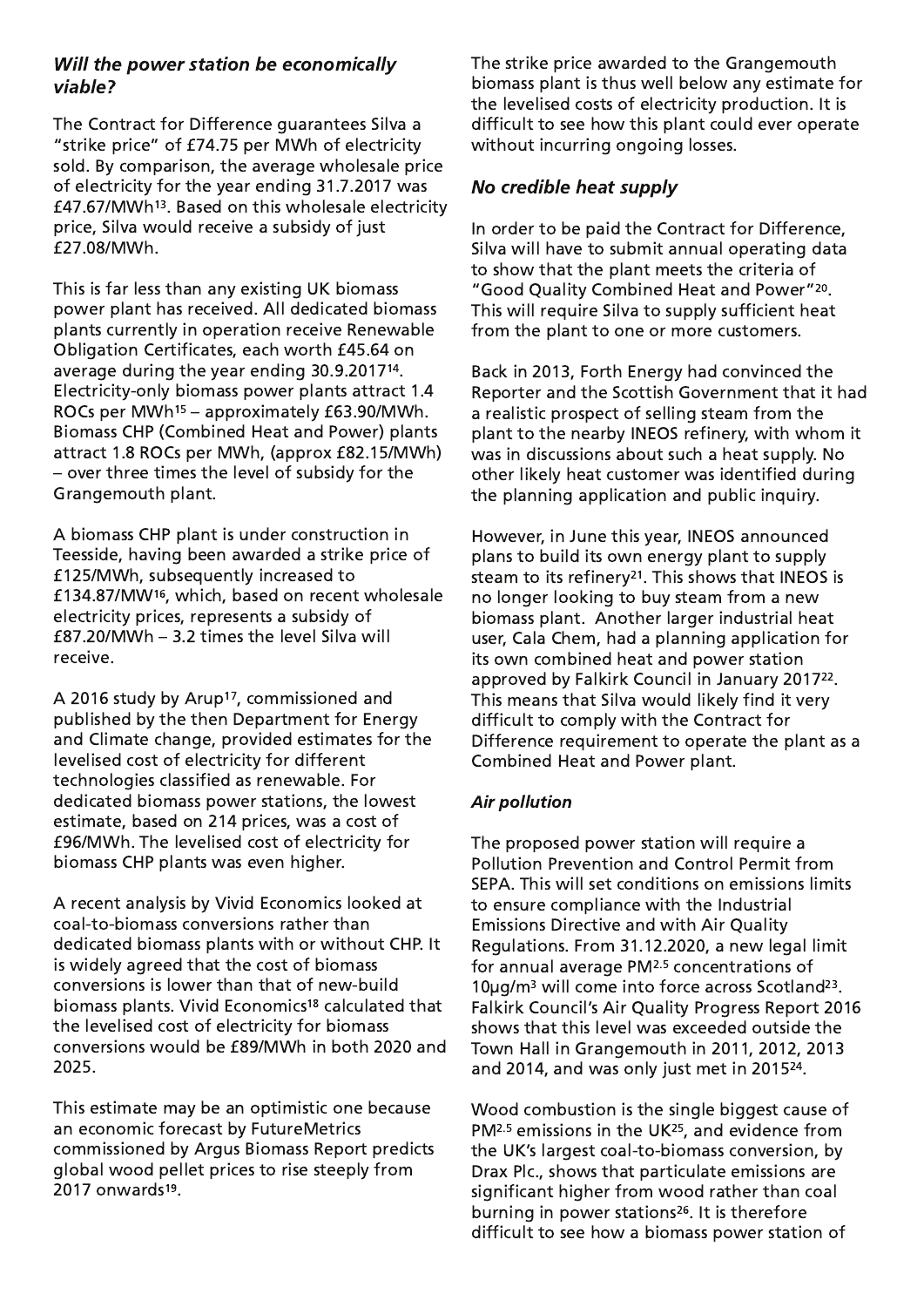### *Will the power station be economically viable?*

The Contract for Difference guarantees Silva a "strike price" of £74.75 per MWh of electricity sold. By comparison, the average wholesale price of electricity for the year ending 31.7.2017 was £47.67/MWh[13]. Based on this wholesale electricity price, Silva would receive a subsidy of just £27.08/MWh.

This is far less than any existing UK biomass power plant has received. All dedicated biomass plants currently in operation receive Renewable Obligation Certificates, each worth £45.64 on average during the year ending 30.9.2017[14]. Electricity-only biomass power plants attract 1.4 ROCs per MWh[15] – approximately £63.90/MWh. Biomass CHP (Combined Heat and Power) plants attract 1.8 ROCs per MWh, (approx £82.15/MWh) – over three times the level of subsidy for the Grangemouth plant.

A biomass CHP plant is under construction in Teesside, having been awarded a strike price of £125/MWh, subsequently increased to £134.87/MW[16], which, based on recent wholesale electricity prices, represents a subsidy of £87.20/MWh – 3.2 times the level Silva will receive.

A 2016 study by Arup[17], commissioned and published by the then Department for Energy and Climate change, provided estimates for the levelised cost of electricity for different technologies classified as renewable. For dedicated biomass power stations, the lowest estimate, based on 214 prices, was a cost of £96/MWh. The levelised cost of electricity for biomass CHP plants was even higher.

A recent analysis by Vivid Economics looked at coal-to-biomass conversions rather than dedicated biomass plants with or without CHP. It is widely agreed that the cost of biomass conversions is lower than that of new-build biomass plants. Vivid Economics[18] calculated that the levelised cost of electricity for biomass conversions would be £89/MWh in both 2020 and 2025.

This estimate may be an optimistic one because an economic forecast by FutureMetrics commissioned by Argus Biomass Report predicts global wood pellet prices to rise steeply from 2017 onwards[19].

The strike price awarded to the Grangemouth biomass plant is thus well below any estimate for the levelised costs of electricity production. It is difficult to see how this plant could ever operate without incurring ongoing losses.

### *No credible heat supply*

In order to be paid the Contract for Difference, Silva will have to submit annual operating data to show that the plant meets the criteria of "Good Quality Combined Heat and Power"[20]. This will require Silva to supply sufficient heat from the plant to one or more customers.

Back in 2013, Forth Energy had convinced the Reporter and the Scottish Government that it had a realistic prospect of selling steam from the plant to the nearby INEOS refinery, with whom it was in discussions about such a heat supply. No other likely heat customer was identified during the planning application and public inquiry.

However, in June this year, INEOS announced plans to build its own energy plant to supply steam to its refinery[21]. This shows that INEOS is no longer looking to buy steam from a new biomass plant. Another larger industrial heat user, Cala Chem, had a planning application for its own combined heat and power station approved by Falkirk Council in January 2017[22]. This means that Silva would likely find it very difficult to comply with the Contract for Difference requirement to operate the plant as a Combined Heat and Power plant.

### *Air pollution*

The proposed power station will require a Pollution Prevention and Control Permit from SEPA. This will set conditions on emissions limits to ensure compliance with the Industrial Emissions Directive and with Air Quality Regulations. From 31.12.2020, a new legal limit for annual average $PM^{2.5}$ concentrations of 10µg/m$^3$ will come into force across Scotland[23]. Falkirk Council's Air Quality Progress Report 2016 shows that this level was exceeded outside the Town Hall in Grangemouth in 2011, 2012, 2013 and 2014, and was only just met in 2015[24].

Wood combustion is the single biggest cause of $PM^{2.5}$ emissions in the UK[25], and evidence from the UK's largest coal-to-biomass conversion, by Drax Plc., shows that particulate emissions are significant higher from wood rather than coal burning in power stations[26]. It is therefore difficult to see how a biomass power station of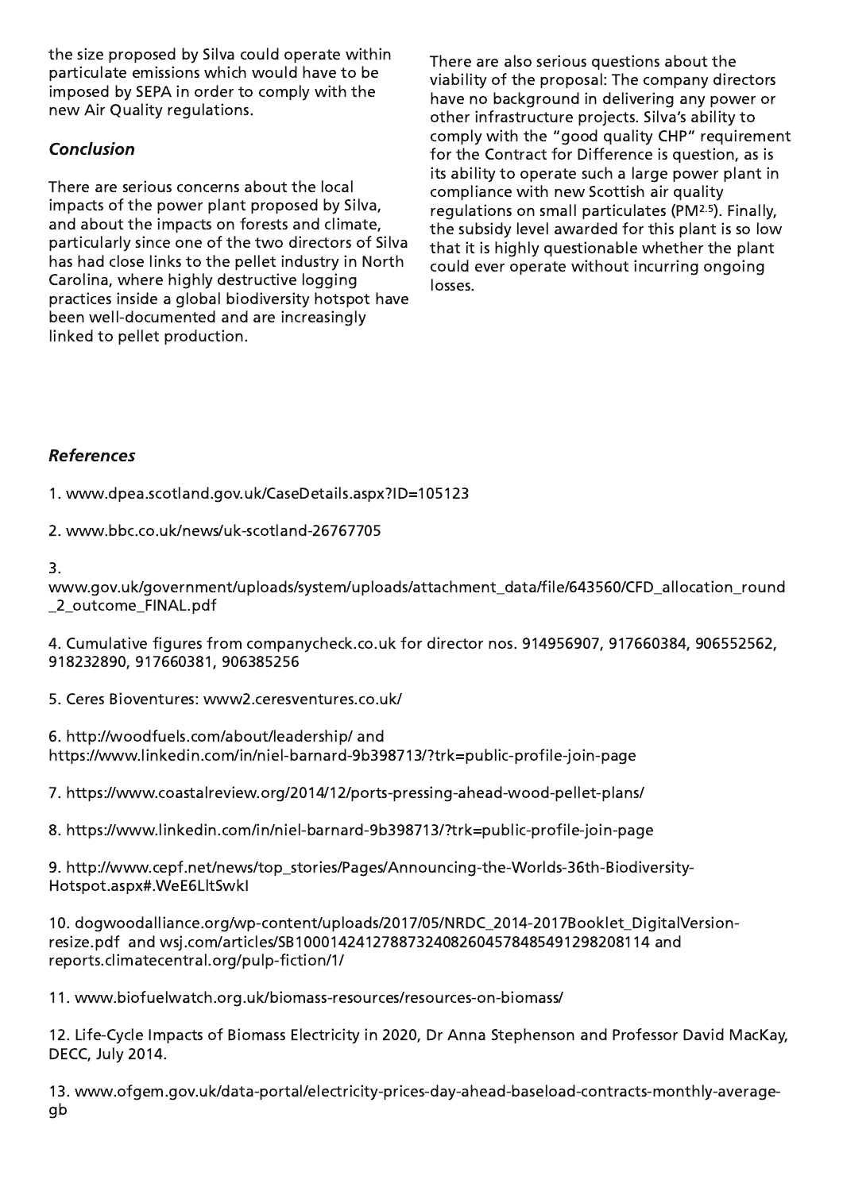the size proposed by Silva could operate within particulate emissions which would have to be imposed by SEPA in order to comply with the new Air Quality regulations.

### *Conclusion*

There are serious concerns about the local impacts of the power plant proposed by Silva, and about the impacts on forests and climate, particularly since one of the two directors of Silva has had close links to the pellet industry in North Carolina, where highly destructive logging practices inside a global biodiversity hotspot have been well-documented and are increasingly linked to pellet production.

There are also serious questions about the viability of the proposal: The company directors have no background in delivering any power or other infrastructure projects. Silva's ability to comply with the "good quality CHP" requirement for the Contract for Difference is question, as is its ability to operate such a large power plant in compliance with new Scottish air quality regulations on small particulates ($PM^{2.5}$). Finally, the subsidy level awarded for this plant is so low that it is highly questionable whether the plant could ever operate without incurring ongoing losses.

### *References*

1. www.dpea.scotland.gov.uk/CaseDetails.aspx?ID=105123

2. www.bbc.co.uk/news/uk-scotland-26767705

3. www.gov.uk/government/uploads/system/uploads/attachment_data/file/643560/CFD_allocation_round_2_outcome_FINAL.pdf

4. Cumulative figures from companycheck.co.uk for director nos. 914956907, 917660384, 906552562, 918232890, 917660381, 906385256

5. Ceres Bioventures: www2.ceresventures.co.uk/

6. http://woodfuels.com/about/leadership/ and https://www.linkedin.com/in/niel-barnard-9b398713/?trk=public-profile-join-page

7. https://www.coastalreview.org/2014/12/ports-pressing-ahead-wood-pellet-plans/

8. https://www.linkedin.com/in/niel-barnard-9b398713/?trk=public-profile-join-page

9. http://www.cepf.net/news/top_stories/Pages/Announcing-the-Worlds-36th-Biodiversity-Hotspot.aspx#.WeE6LltSwkI

10. dogwoodalliance.org/wp-content/uploads/2017/05/NRDC_2014-2017Booklet_DigitalVersion-resize.pdf and wsj.com/articles/SB10001424127887324082604578485491298208114 and reports.climatecentral.org/pulp-fiction/1/

11. www.biofuelwatch.org.uk/biomass-resources/resources-on-biomass/

12. Life-Cycle Impacts of Biomass Electricity in 2020, Dr Anna Stephenson and Professor David MacKay, DECC, July 2014.

13. www.ofgem.gov.uk/data-portal/electricity-prices-day-ahead-baseload-contracts-monthly-average-gb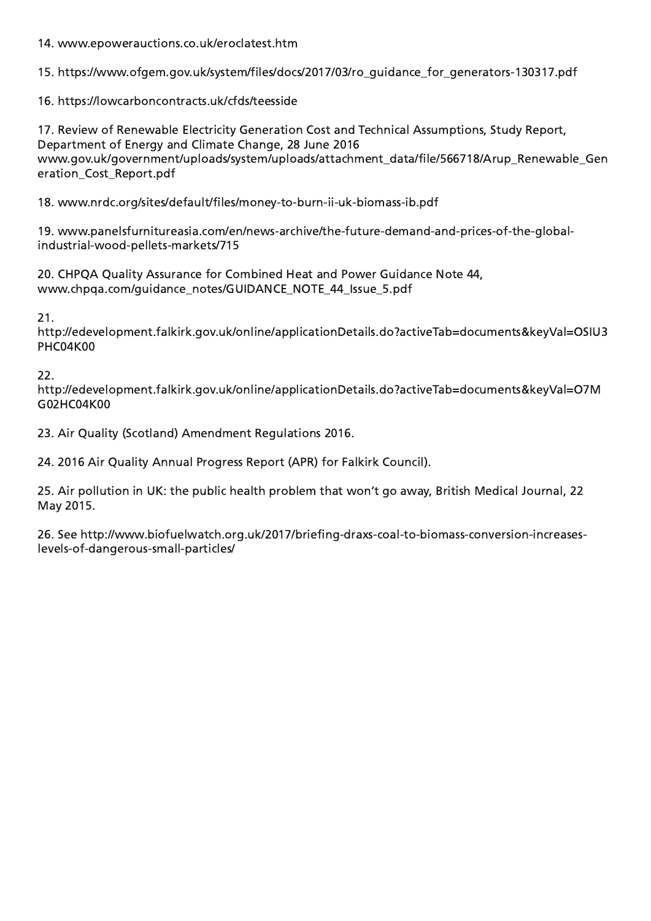14. www.epowerauctions.co.uk/eroclatest.htm

15. https://www.ofgem.gov.uk/system/files/docs/2017/03/ro_guidance_for_generators-130317.pdf

16. https://lowcarboncontracts.uk/cfds/teesside

17. Review of Renewable Electricity Generation Cost and Technical Assumptions, Study Report, Department of Energy and Climate Change, 28 June 2016 www.gov.uk/government/uploads/system/uploads/attachment_data/file/566718/Arup_Renewable_Generation_Cost_Report.pdf

18. www.nrdc.org/sites/default/files/money-to-burn-ii-uk-biomass-ib.pdf

19. www.panelsfurnitureasia.com/en/news-archive/the-future-demand-and-prices-of-the-global-industrial-wood-pellets-markets/715

20. CHPQA Quality Assurance for Combined Heat and Power Guidance Note 44, www.chpqa.com/guidance_notes/GUIDANCE_NOTE_44_Issue_5.pdf

21. http://edevelopment.falkirk.gov.uk/online/applicationDetails.do?activeTab=documents&keyVal=OSIU3PHC04K00

22. http://edevelopment.falkirk.gov.uk/online/applicationDetails.do?activeTab=documents&keyVal=O7MG02HC04K00

23. Air Quality (Scotland) Amendment Regulations 2016.

24. 2016 Air Quality Annual Progress Report (APR) for Falkirk Council).

25. Air pollution in UK: the public health problem that won't go away, British Medical Journal, 22 May 2015.

26. See http://www.biofuelwatch.org.uk/2017/briefing-draxs-coal-to-biomass-conversion-increases-levels-of-dangerous-small-particles/